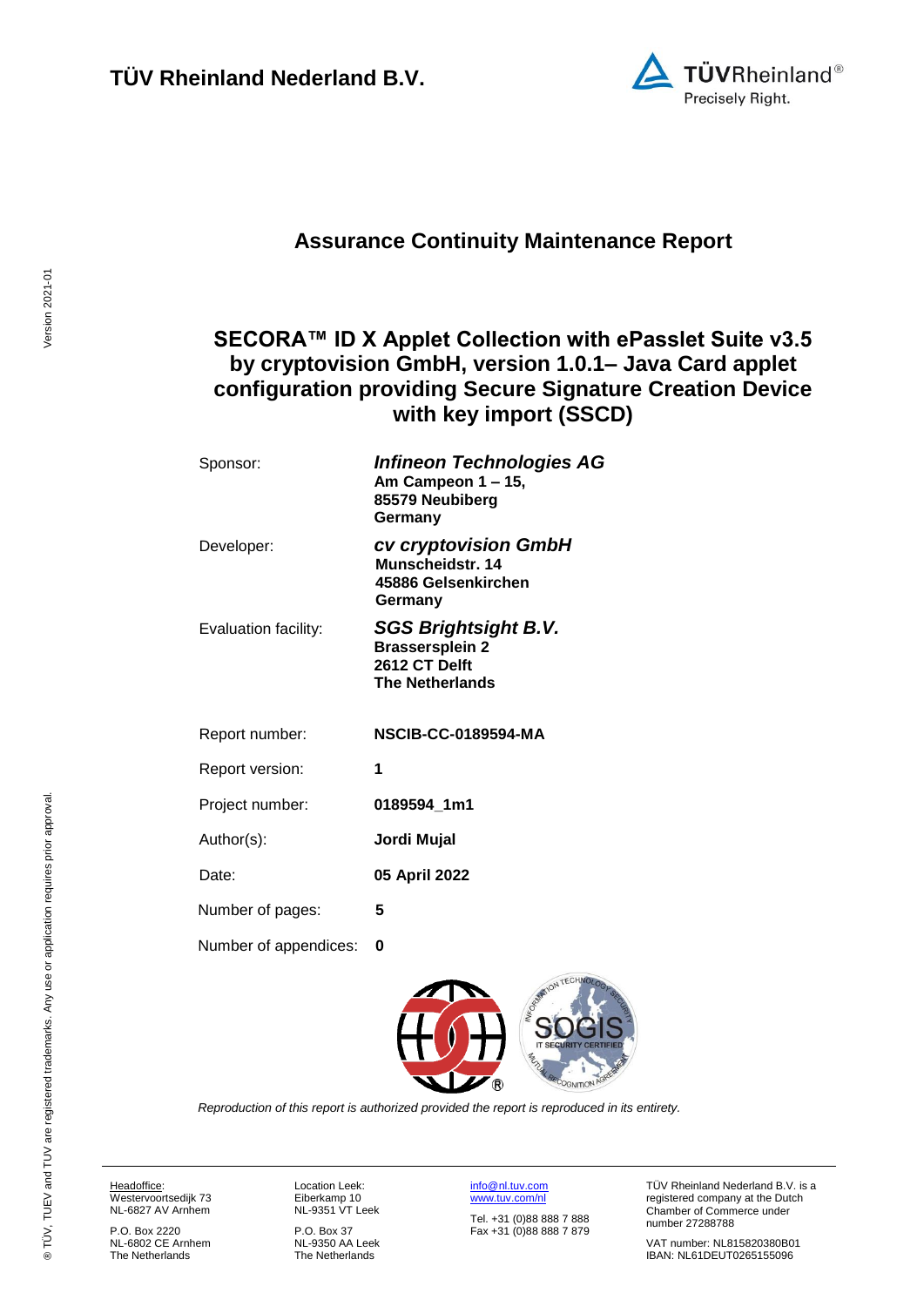**TÜV Rheinland Nederland B.V.**

# Assurance Continuity Maintenance Report

## SECORA™ ID X Applet Collection with ePasslet Suite v3.5 by cryptovision GmbH, version 1.0.1– Java Card applet configuration providing Secure Signature Creation Device with key import (SSCD)

| | |
|---|---|
| Sponsor: | ***Infineon Technologies AG*** **Am Campeon 1 – 15, 85579 Neubiberg Germany** |
| Developer: | ***cv cryptovision GmbH*** **Munscheidstr. 14 45886 Gelsenkirchen Germany** |
| Evaluation facility: | ***SGS Brightsight B.V.*** **Brassersplein 2 2612 CT Delft The Netherlands** |
| Report number: | **NSCIB-CC-0189594-MA** |
| Report version: | **1** |
| Project number: | **0189594_1m1** |
| Author(s): | **Jordi Mujal** |
| Date: | **05 April 2022** |
| Number of pages: | **5** |
| Number of appendices: | **0** |

*Reproduction of this report is authorized provided the report is reproduced in its entirety.*

Headoffice:
Westervoortsedijk 73
NL-6827 AV Arnhem

P.O. Box 2220
NL-6802 CE Arnhem
The Netherlands

Location Leek:
Eiberkamp 10
NL-9351 VT Leek

P.O. Box 37
NL-9350 AA Leek
The Netherlands

info@nl.tuv.com
www.tuv.com/nl

Tel. +31 (0)88 888 7 888
Fax +31 (0)88 888 7 879

TÜV Rheinland Nederland B.V. is a registered company at the Dutch Chamber of Commerce under number 27288788

VAT number: NL815820380B01
IBAN: NL61DEUT0265155096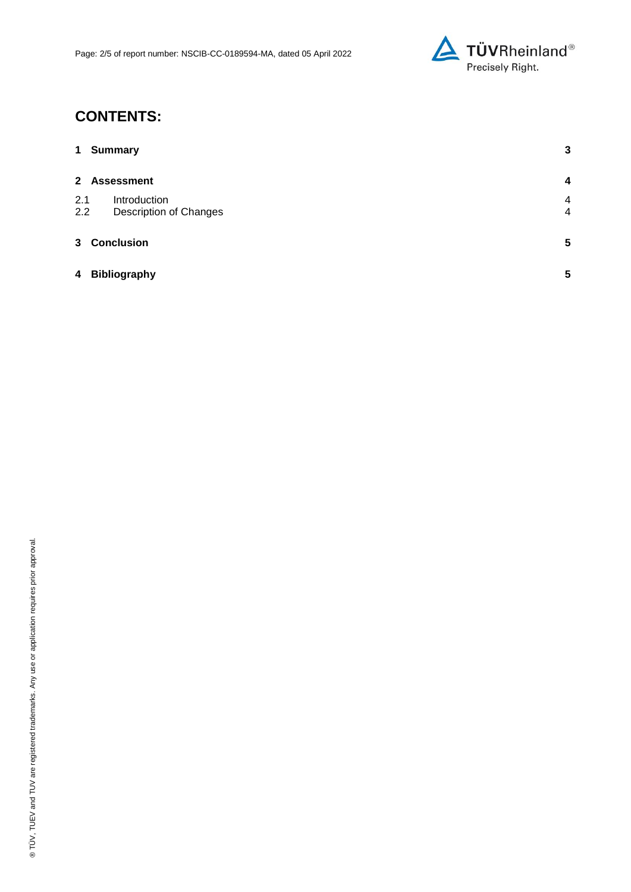# CONTENTS:

| | | |
|---|---|---|
| **1** | **Summary** | **3** |
| **2** | **Assessment** | **4** |
| 2.1 | Introduction | 4 |
| 2.2 | Description of Changes | 4 |
| **3** | **Conclusion** | **5** |
| **4** | **Bibliography** | **5** |

® TÜV, TUEV and TUV are registered trademarks. Any use or application requires prior approval.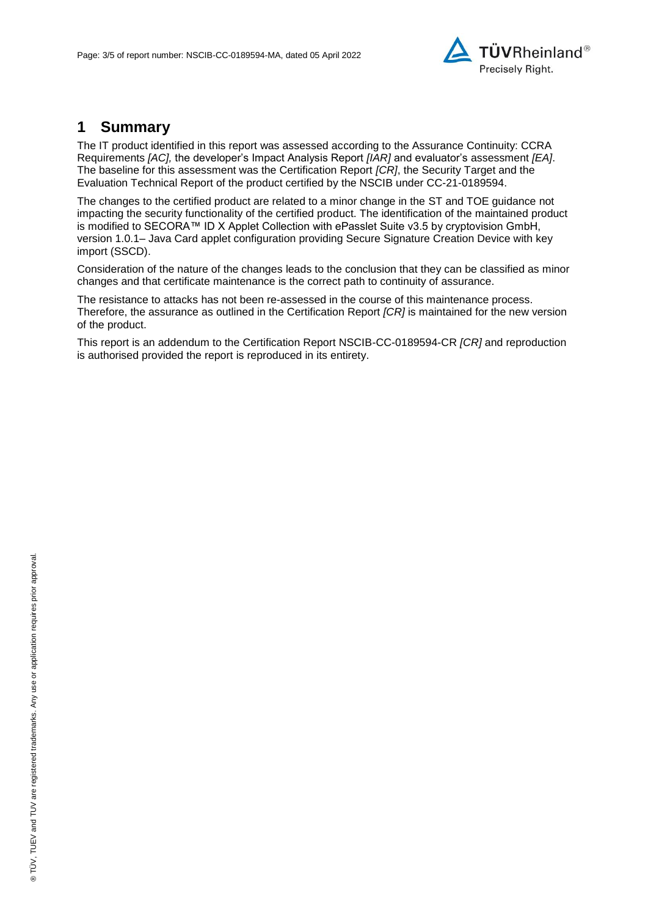# 1 Summary

The IT product identified in this report was assessed according to the Assurance Continuity: CCRA Requirements *[AC]*, the developer's Impact Analysis Report *[IAR]* and evaluator's assessment *[EA]*. The baseline for this assessment was the Certification Report *[CR]*, the Security Target and the Evaluation Technical Report of the product certified by the NSCIB under CC-21-0189594.

The changes to the certified product are related to a minor change in the ST and TOE guidance not impacting the security functionality of the certified product. The identification of the maintained product is modified to SECORA™ ID X Applet Collection with ePasslet Suite v3.5 by cryptovision GmbH, version 1.0.1– Java Card applet configuration providing Secure Signature Creation Device with key import (SSCD).

Consideration of the nature of the changes leads to the conclusion that they can be classified as minor changes and that certificate maintenance is the correct path to continuity of assurance.

The resistance to attacks has not been re-assessed in the course of this maintenance process. Therefore, the assurance as outlined in the Certification Report *[CR]* is maintained for the new version of the product.

This report is an addendum to the Certification Report NSCIB-CC-0189594-CR *[CR]* and reproduction is authorised provided the report is reproduced in its entirety.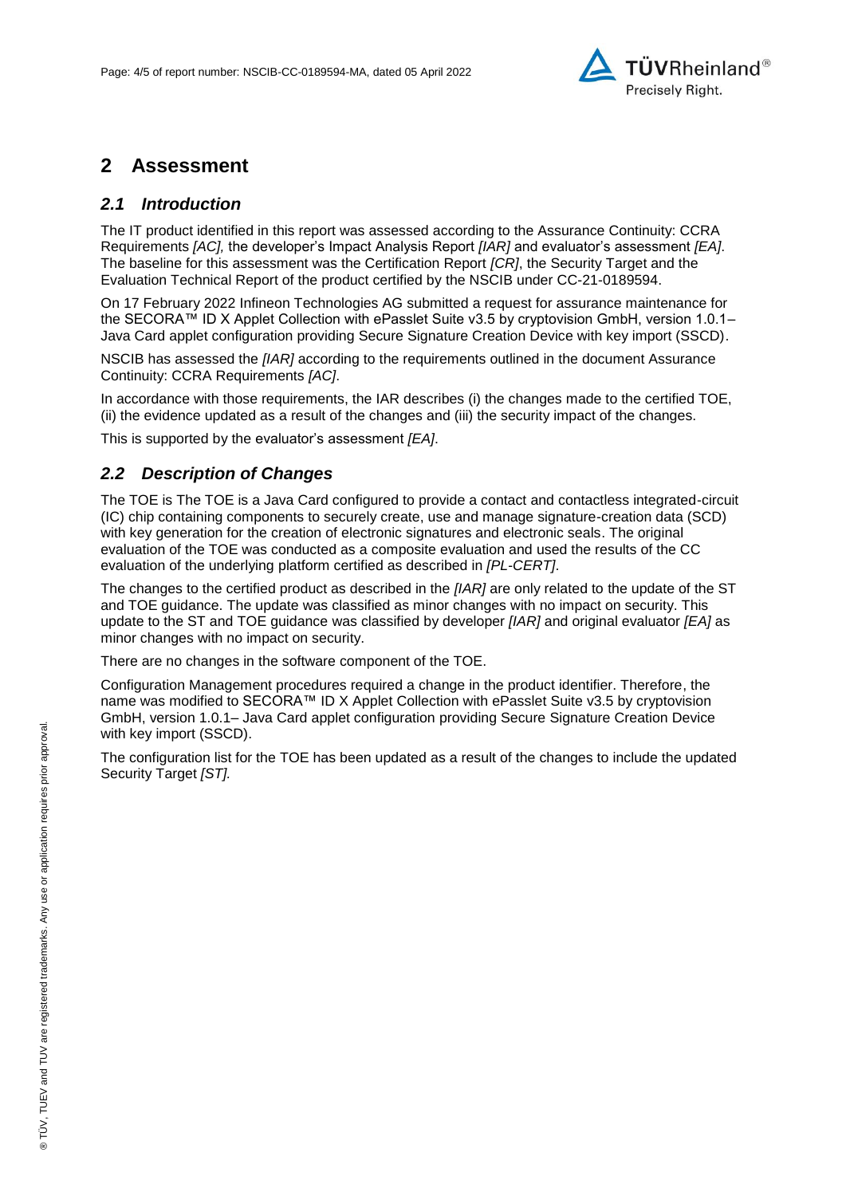# 2 Assessment

## *2.1 Introduction*

The IT product identified in this report was assessed according to the Assurance Continuity: CCRA Requirements *[AC],* the developer's Impact Analysis Report *[IAR]* and evaluator's assessment *[EA]*. The baseline for this assessment was the Certification Report *[CR]*, the Security Target and the Evaluation Technical Report of the product certified by the NSCIB under CC-21-0189594.

On 17 February 2022 Infineon Technologies AG submitted a request for assurance maintenance for the SECORA™ ID X Applet Collection with ePasslet Suite v3.5 by cryptovision GmbH, version 1.0.1– Java Card applet configuration providing Secure Signature Creation Device with key import (SSCD).

NSCIB has assessed the *[IAR]* according to the requirements outlined in the document Assurance Continuity: CCRA Requirements *[AC]*.

In accordance with those requirements, the IAR describes (i) the changes made to the certified TOE, (ii) the evidence updated as a result of the changes and (iii) the security impact of the changes.

This is supported by the evaluator's assessment *[EA]*.

## *2.2 Description of Changes*

The TOE is The TOE is a Java Card configured to provide a contact and contactless integrated-circuit (IC) chip containing components to securely create, use and manage signature-creation data (SCD) with key generation for the creation of electronic signatures and electronic seals. The original evaluation of the TOE was conducted as a composite evaluation and used the results of the CC evaluation of the underlying platform certified as described in *[PL-CERT]*.

The changes to the certified product as described in the *[IAR]* are only related to the update of the ST and TOE guidance. The update was classified as minor changes with no impact on security. This update to the ST and TOE guidance was classified by developer *[IAR]* and original evaluator *[EA]* as minor changes with no impact on security.

There are no changes in the software component of the TOE.

Configuration Management procedures required a change in the product identifier. Therefore, the name was modified to SECORA™ ID X Applet Collection with ePasslet Suite v3.5 by cryptovision GmbH, version 1.0.1– Java Card applet configuration providing Secure Signature Creation Device with key import (SSCD).

The configuration list for the TOE has been updated as a result of the changes to include the updated Security Target *[ST].*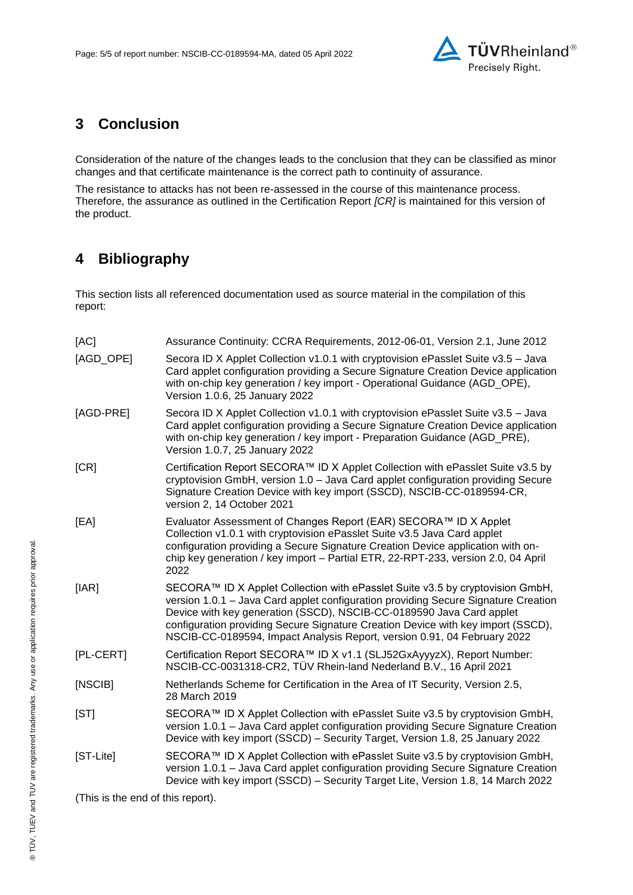# 3 Conclusion

Consideration of the nature of the changes leads to the conclusion that they can be classified as minor changes and that certificate maintenance is the correct path to continuity of assurance.

The resistance to attacks has not been re-assessed in the course of this maintenance process. Therefore, the assurance as outlined in the Certification Report *[CR]* is maintained for this version of the product.

# 4 Bibliography

This section lists all referenced documentation used as source material in the compilation of this report:

| | |
|---|---|
| [AC] | Assurance Continuity: CCRA Requirements, 2012-06-01, Version 2.1, June 2012 |
| [AGD_OPE] | Secora ID X Applet Collection v1.0.1 with cryptovision ePasslet Suite v3.5 – Java Card applet configuration providing a Secure Signature Creation Device application with on-chip key generation / key import - Operational Guidance (AGD_OPE), Version 1.0.6, 25 January 2022 |
| [AGD-PRE] | Secora ID X Applet Collection v1.0.1 with cryptovision ePasslet Suite v3.5 – Java Card applet configuration providing a Secure Signature Creation Device application with on-chip key generation / key import - Preparation Guidance (AGD_PRE), Version 1.0.7, 25 January 2022 |
| [CR] | Certification Report SECORA™ ID X Applet Collection with ePasslet Suite v3.5 by cryptovision GmbH, version 1.0 – Java Card applet configuration providing Secure Signature Creation Device with key import (SSCD), NSCIB-CC-0189594-CR, version 2, 14 October 2021 |
| [EA] | Evaluator Assessment of Changes Report (EAR) SECORA™ ID X Applet Collection v1.0.1 with cryptovision ePasslet Suite v3.5 Java Card applet configuration providing a Secure Signature Creation Device application with on-chip key generation / key import – Partial ETR, 22-RPT-233, version 2.0, 04 April 2022 |
| [IAR] | SECORA™ ID X Applet Collection with ePasslet Suite v3.5 by cryptovision GmbH, version 1.0.1 – Java Card applet configuration providing Secure Signature Creation Device with key generation (SSCD), NSCIB-CC-0189590 Java Card applet configuration providing Secure Signature Creation Device with key import (SSCD), NSCIB-CC-0189594, Impact Analysis Report, version 0.91, 04 February 2022 |
| [PL-CERT] | Certification Report SECORA™ ID X v1.1 (SLJ52GxAyyyzX), Report Number: NSCIB-CC-0031318-CR2, TÜV Rhein-land Nederland B.V., 16 April 2021 |
| [NSCIB] | Netherlands Scheme for Certification in the Area of IT Security, Version 2.5, 28 March 2019 |
| [ST] | SECORA™ ID X Applet Collection with ePasslet Suite v3.5 by cryptovision GmbH, version 1.0.1 – Java Card applet configuration providing Secure Signature Creation Device with key import (SSCD) – Security Target, Version 1.8, 25 January 2022 |
| [ST-Lite] | SECORA™ ID X Applet Collection with ePasslet Suite v3.5 by cryptovision GmbH, version 1.0.1 – Java Card applet configuration providing Secure Signature Creation Device with key import (SSCD) – Security Target Lite, Version 1.8, 14 March 2022 |

(This is the end of this report).